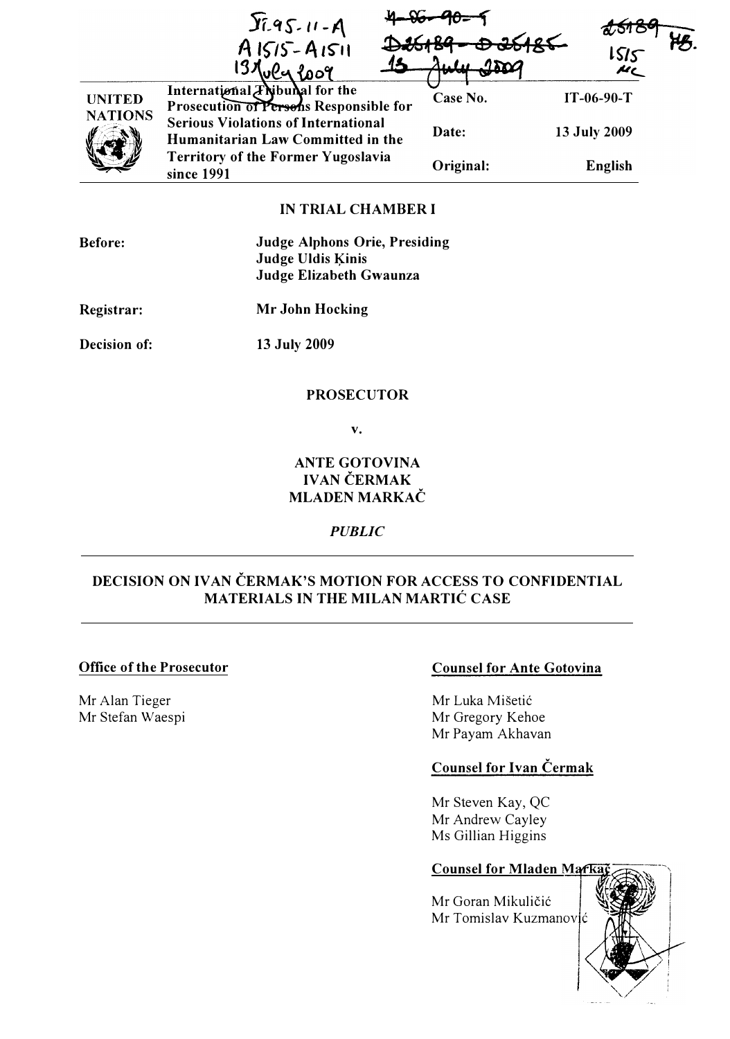IT-95-11-A
A 1515 - A 1511
13 July 2009

IT-06-90-T
D25189 - D25185
13 July 2009

25189 HB.
1515 MC

| UNITED NATIONS | International Tribunal for the Prosecution of Persons Responsible for Serious Violations of International Humanitarian Law Committed in the Territory of the Former Yugoslavia since 1991 | Case No. | IT-06-90-T |
|---|---|---|---|
| | | Date: | 13 July 2009 |
| | | Original: | English |

**IN TRIAL CHAMBER I**

**Before:** **Judge Alphons Orie, Presiding**
**Judge Uldis Ķinis**
**Judge Elizabeth Gwaunza**

**Registrar:** **Mr John Hocking**

**Decision of:** **13 July 2009**

**PROSECUTOR**

**v.**

**ANTE GOTOVINA**
**IVAN ČERMAK**
**MLADEN MARKAČ**

***PUBLIC***

---

**DECISION ON IVAN ČERMAK'S MOTION FOR ACCESS TO CONFIDENTIAL MATERIALS IN THE MILAN MARTIĆ CASE**

---

**Office of the Prosecutor**

Mr Alan Tieger
Mr Stefan Waespi

**Counsel for Ante Gotovina**

Mr Luka Mišetić
Mr Gregory Kehoe
Mr Payam Akhavan

**Counsel for Ivan Čermak**

Mr Steven Kay, QC
Mr Andrew Cayley
Ms Gillian Higgins

**Counsel for Mladen Markač**

Mr Goran Mikuličić
Mr Tomislav Kuzmanović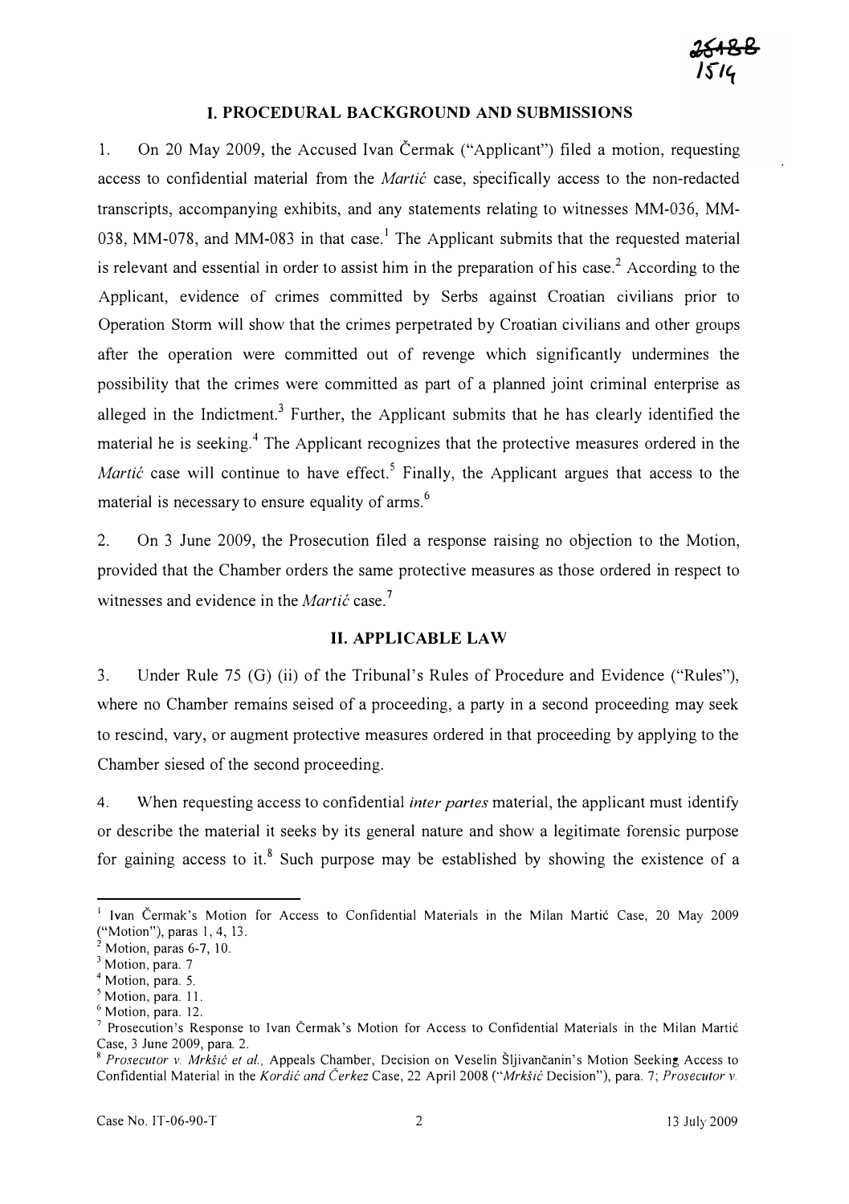## I. PROCEDURAL BACKGROUND AND SUBMISSIONS

1. On 20 May 2009, the Accused Ivan Čermak ("Applicant") filed a motion, requesting access to confidential material from the *Martić* case, specifically access to the non-redacted transcripts, accompanying exhibits, and any statements relating to witnesses MM-036, MM-038, MM-078, and MM-083 in that case.[1] The Applicant submits that the requested material is relevant and essential in order to assist him in the preparation of his case.[2] According to the Applicant, evidence of crimes committed by Serbs against Croatian civilians prior to Operation Storm will show that the crimes perpetrated by Croatian civilians and other groups after the operation were committed out of revenge which significantly undermines the possibility that the crimes were committed as part of a planned joint criminal enterprise as alleged in the Indictment.[3] Further, the Applicant submits that he has clearly identified the material he is seeking.[4] The Applicant recognizes that the protective measures ordered in the *Martić* case will continue to have effect.[5] Finally, the Applicant argues that access to the material is necessary to ensure equality of arms.[6]

2. On 3 June 2009, the Prosecution filed a response raising no objection to the Motion, provided that the Chamber orders the same protective measures as those ordered in respect to witnesses and evidence in the *Martić* case.[7]

## II. APPLICABLE LAW

3. Under Rule 75 (G) (ii) of the Tribunal's Rules of Procedure and Evidence ("Rules"), where no Chamber remains seised of a proceeding, a party in a second proceeding may seek to rescind, vary, or augment protective measures ordered in that proceeding by applying to the Chamber siesed of the second proceeding.

4. When requesting access to confidential *inter partes* material, the applicant must identify or describe the material it seeks by its general nature and show a legitimate forensic purpose for gaining access to it.[8] Such purpose may be established by showing the existence of a

---

[1] Ivan Čermak's Motion for Access to Confidential Materials in the Milan Martić Case, 20 May 2009 ("Motion"), paras 1, 4, 13.

[2] Motion, paras 6-7, 10.

[3] Motion, para. 7

[4] Motion, para. 5.

[5] Motion, para. 11.

[6] Motion, para. 12.

[7] Prosecution's Response to Ivan Čermak's Motion for Access to Confidential Materials in the Milan Martić Case, 3 June 2009, para. 2.

[8] *Prosecutor v. Mrkšić et al.,* Appeals Chamber, Decision on Veselin Šljivančanin's Motion Seeking Access to Confidential Material in the *Kordić and Čerkez* Case, 22 April 2008 ("*Mrkšić* Decision"), para. 7; *Prosecutor v.*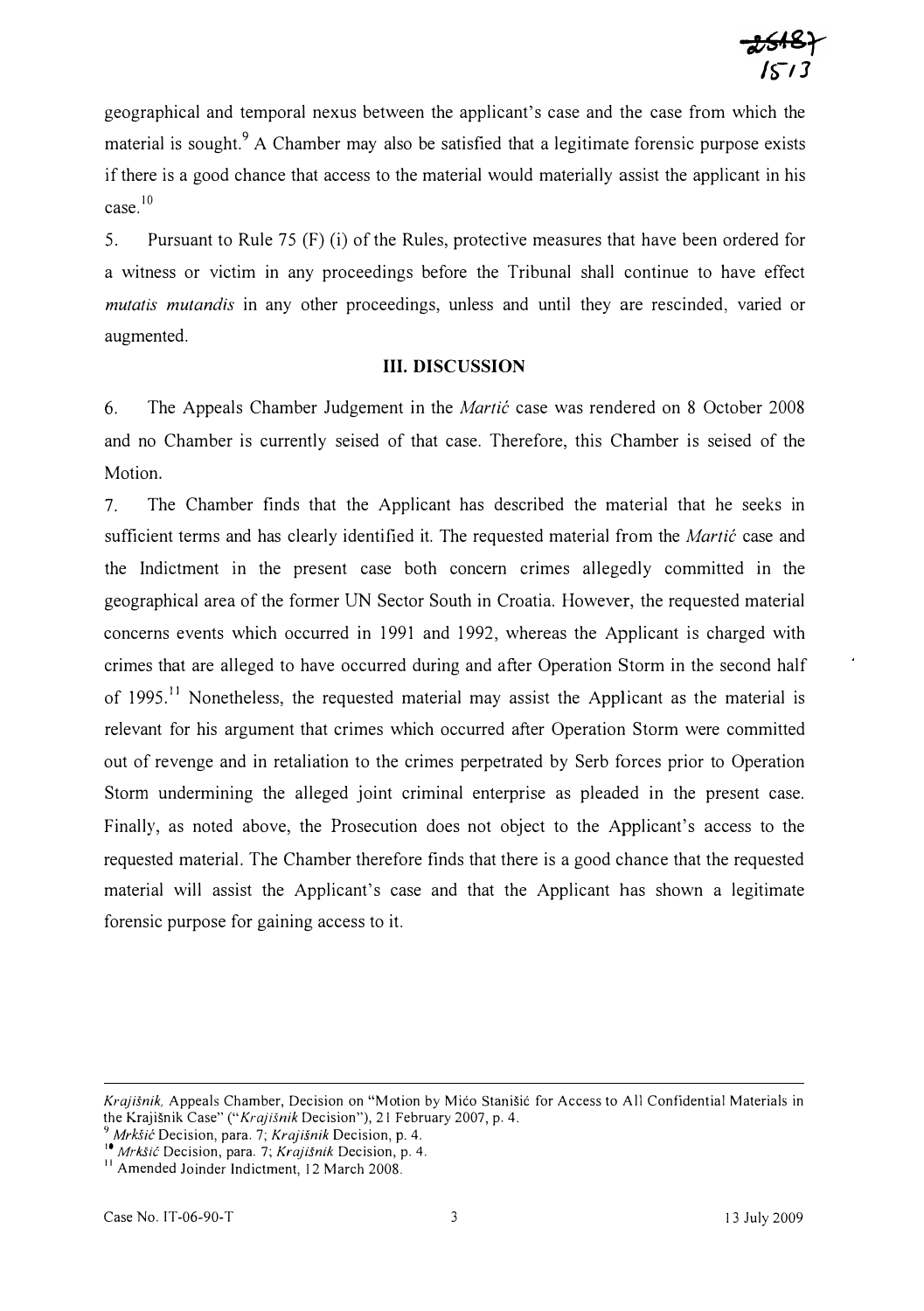geographical and temporal nexus between the applicant's case and the case from which the material is sought.[9] A Chamber may also be satisfied that a legitimate forensic purpose exists if there is a good chance that access to the material would materially assist the applicant in his case.[10]

5. Pursuant to Rule 75 (F) (i) of the Rules, protective measures that have been ordered for a witness or victim in any proceedings before the Tribunal shall continue to have effect *mutatis mutandis* in any other proceedings, unless and until they are rescinded, varied or augmented.

## III. DISCUSSION

6. The Appeals Chamber Judgement in the *Martić* case was rendered on 8 October 2008 and no Chamber is currently seised of that case. Therefore, this Chamber is seised of the Motion.

7. The Chamber finds that the Applicant has described the material that he seeks in sufficient terms and has clearly identified it. The requested material from the *Martić* case and the Indictment in the present case both concern crimes allegedly committed in the geographical area of the former UN Sector South in Croatia. However, the requested material concerns events which occurred in 1991 and 1992, whereas the Applicant is charged with crimes that are alleged to have occurred during and after Operation Storm in the second half of 1995.[11] Nonetheless, the requested material may assist the Applicant as the material is relevant for his argument that crimes which occurred after Operation Storm were committed out of revenge and in retaliation to the crimes perpetrated by Serb forces prior to Operation Storm undermining the alleged joint criminal enterprise as pleaded in the present case. Finally, as noted above, the Prosecution does not object to the Applicant's access to the requested material. The Chamber therefore finds that there is a good chance that the requested material will assist the Applicant's case and that the Applicant has shown a legitimate forensic purpose for gaining access to it.

---

*Krajišnik,* Appeals Chamber, Decision on "Motion by Mićo Stanišić for Access to All Confidential Materials in the Krajišnik Case" ("*Krajišnik* Decision"), 21 February 2007, p. 4.

[9] *Mrkšić* Decision, para. 7; *Krajišnik* Decision, p. 4.

[10] *Mrkšić* Decision, para. 7; *Krajišnik* Decision, p. 4.

[11] Amended Joinder Indictment, 12 March 2008.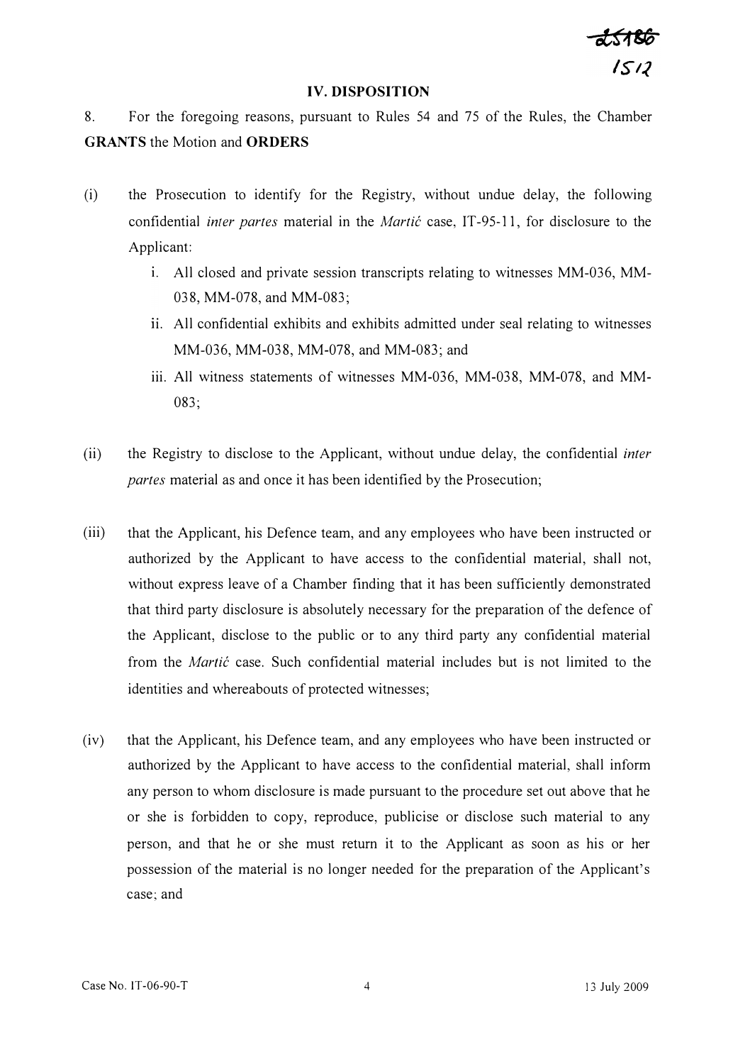## IV. DISPOSITION

8. For the foregoing reasons, pursuant to Rules 54 and 75 of the Rules, the Chamber **GRANTS** the Motion and **ORDERS**

(i) the Prosecution to identify for the Registry, without undue delay, the following confidential *inter partes* material in the *Martić* case, IT-95-11, for disclosure to the Applicant:

   i. All closed and private session transcripts relating to witnesses MM-036, MM-038, MM-078, and MM-083;

   ii. All confidential exhibits and exhibits admitted under seal relating to witnesses MM-036, MM-038, MM-078, and MM-083; and

   iii. All witness statements of witnesses MM-036, MM-038, MM-078, and MM-083;

(ii) the Registry to disclose to the Applicant, without undue delay, the confidential *inter partes* material as and once it has been identified by the Prosecution;

(iii) that the Applicant, his Defence team, and any employees who have been instructed or authorized by the Applicant to have access to the confidential material, shall not, without express leave of a Chamber finding that it has been sufficiently demonstrated that third party disclosure is absolutely necessary for the preparation of the defence of the Applicant, disclose to the public or to any third party any confidential material from the *Martić* case. Such confidential material includes but is not limited to the identities and whereabouts of protected witnesses;

(iv) that the Applicant, his Defence team, and any employees who have been instructed or authorized by the Applicant to have access to the confidential material, shall inform any person to whom disclosure is made pursuant to the procedure set out above that he or she is forbidden to copy, reproduce, publicise or disclose such material to any person, and that he or she must return it to the Applicant as soon as his or her possession of the material is no longer needed for the preparation of the Applicant's case; and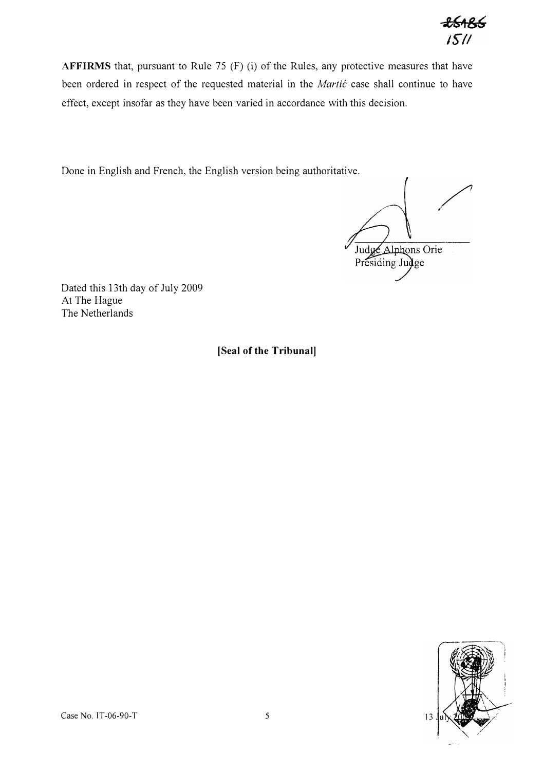**AFFIRMS** that, pursuant to Rule 75 (F) (i) of the Rules, any protective measures that have been ordered in respect of the requested material in the *Martić* case shall continue to have effect, except insofar as they have been varied in accordance with this decision.

Done in English and French, the English version being authoritative.

Judge Alphons Orie
Presiding Judge

Dated this 13th day of July 2009
At The Hague
The Netherlands

**[Seal of the Tribunal]**